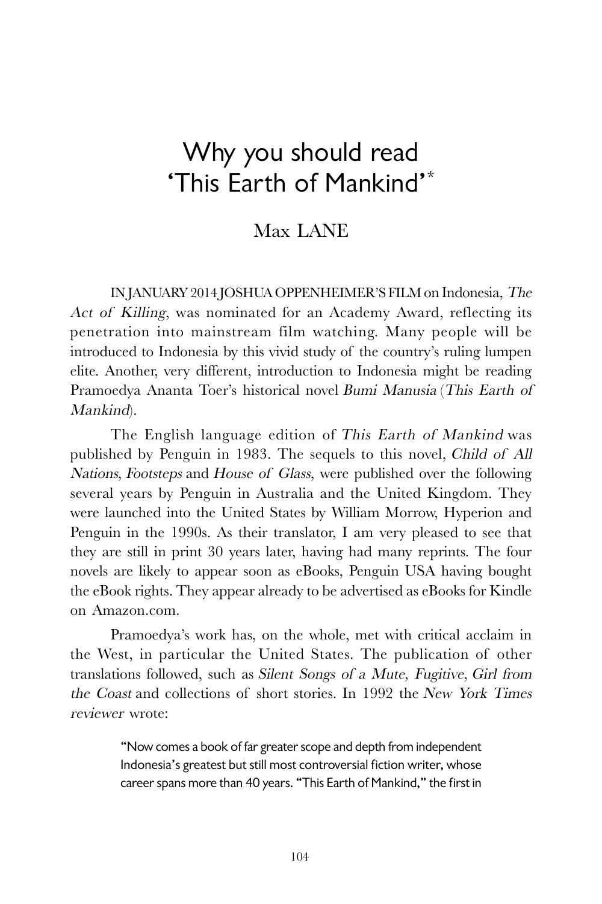# Why you should read 'This Earth of Mankind'*

## Max LANE

IN JANUARY 2014 JOSHUA OPPENHEIMER'S FILM on Indonesia, *The Act of Killing*, was nominated for an Academy Award, reflecting its penetration into mainstream film watching. Many people will be introduced to Indonesia by this vivid study of the country's ruling lumpen elite. Another, very different, introduction to Indonesia might be reading Pramoedya Ananta Toer's historical novel *Bumi Manusia* (*This Earth of Mankind*).

The English language edition of *This Earth of Mankind* was published by Penguin in 1983. The sequels to this novel, *Child of All Nations*, *Footsteps* and *House of Glass*, were published over the following several years by Penguin in Australia and the United Kingdom. They were launched into the United States by William Morrow, Hyperion and Penguin in the 1990s. As their translator, I am very pleased to see that they are still in print 30 years later, having had many reprints. The four novels are likely to appear soon as eBooks, Penguin USA having bought the eBook rights. They appear already to be advertised as eBooks for Kindle on Amazon.com.

Pramoedya's work has, on the whole, met with critical acclaim in the West, in particular the United States. The publication of other translations followed, such as *Silent Songs of a Mute, Fugitive*, *Girl from the Coast* and collections of short stories. In 1992 the *New York Times reviewer* wrote:

> "Now comes a book of far greater scope and depth from independent Indonesia's greatest but still most controversial fiction writer, whose career spans more than 40 years. "This Earth of Mankind," the first in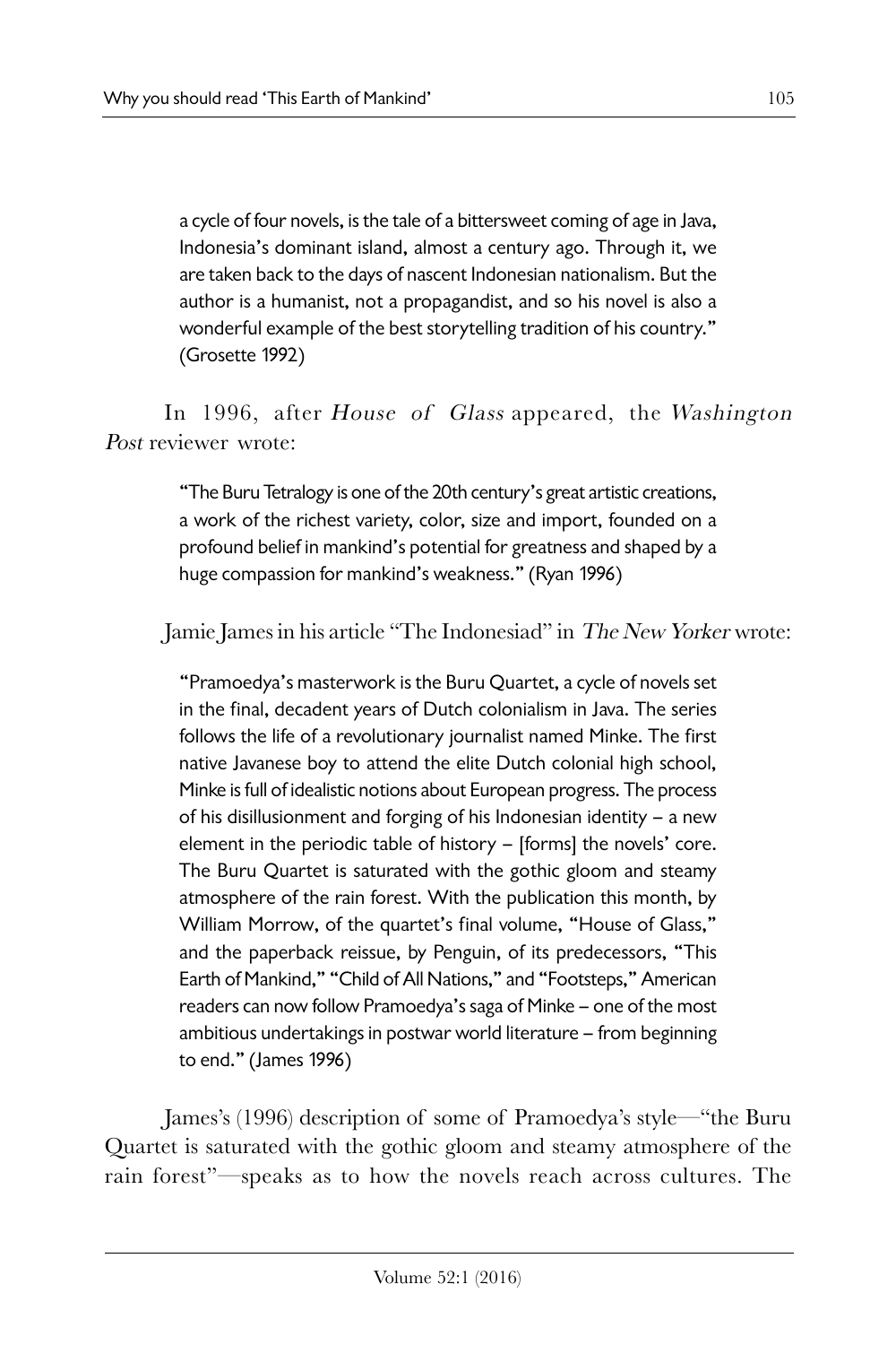> a cycle of four novels, is the tale of a bittersweet coming of age in Java, Indonesia's dominant island, almost a century ago. Through it, we are taken back to the days of nascent Indonesian nationalism. But the author is a humanist, not a propagandist, and so his novel is also a wonderful example of the best storytelling tradition of his country." (Grosette 1992)

In 1996, after *House of Glass* appeared, the *Washington Post* reviewer wrote:

> "The Buru Tetralogy is one of the 20th century's great artistic creations, a work of the richest variety, color, size and import, founded on a profound belief in mankind's potential for greatness and shaped by a huge compassion for mankind's weakness." (Ryan 1996)

Jamie James in his article "The Indonesiad" in *The New Yorker* wrote:

> "Pramoedya's masterwork is the Buru Quartet, a cycle of novels set in the final, decadent years of Dutch colonialism in Java. The series follows the life of a revolutionary journalist named Minke. The first native Javanese boy to attend the elite Dutch colonial high school, Minke is full of idealistic notions about European progress. The process of his disillusionment and forging of his Indonesian identity – a new element in the periodic table of history – [forms] the novels' core. The Buru Quartet is saturated with the gothic gloom and steamy atmosphere of the rain forest. With the publication this month, by William Morrow, of the quartet's final volume, "House of Glass," and the paperback reissue, by Penguin, of its predecessors, "This Earth of Mankind," "Child of All Nations," and "Footsteps," American readers can now follow Pramoedya's saga of Minke – one of the most ambitious undertakings in postwar world literature – from beginning to end." (James 1996)

James's (1996) description of some of Pramoedya's style—"the Buru Quartet is saturated with the gothic gloom and steamy atmosphere of the rain forest"—speaks as to how the novels reach across cultures. The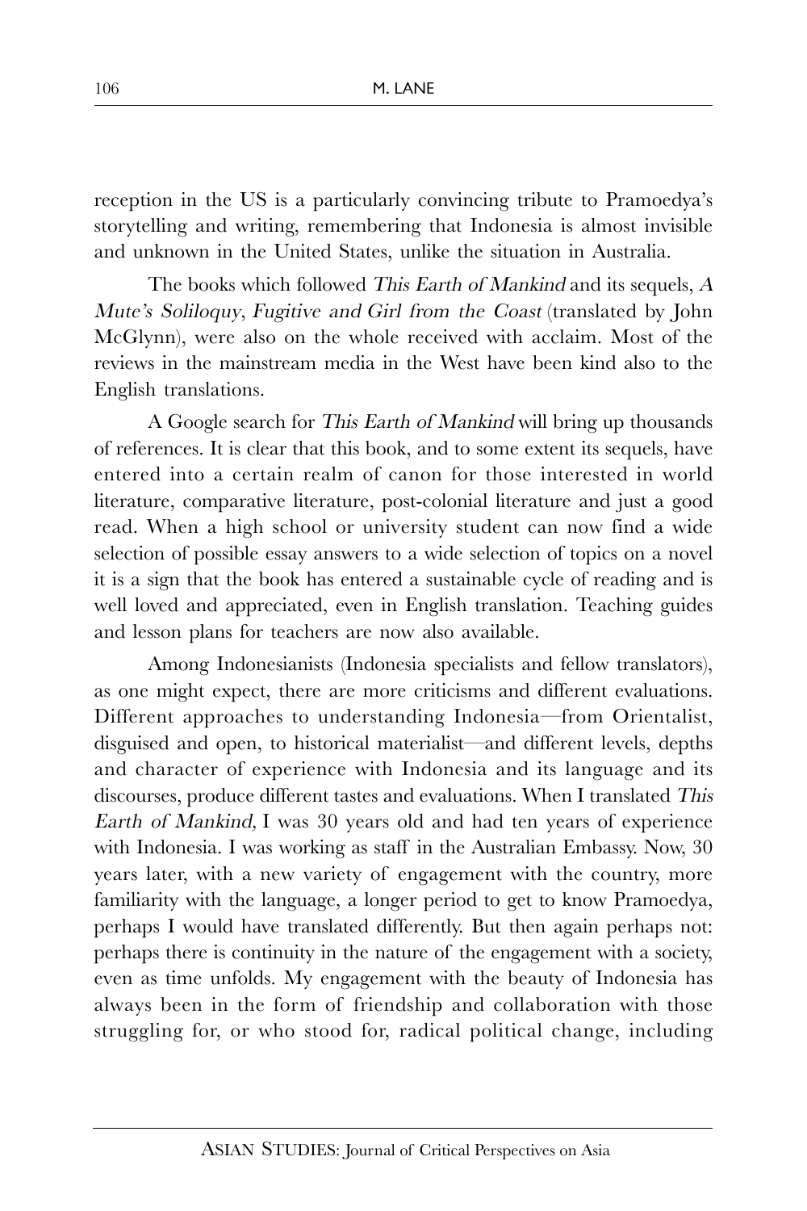reception in the US is a particularly convincing tribute to Pramoedya's storytelling and writing, remembering that Indonesia is almost invisible and unknown in the United States, unlike the situation in Australia.

The books which followed *This Earth of Mankind* and its sequels, *A Mute's Soliloquy*, *Fugitive and Girl from the Coast* (translated by John McGlynn), were also on the whole received with acclaim. Most of the reviews in the mainstream media in the West have been kind also to the English translations.

A Google search for *This Earth of Mankind* will bring up thousands of references. It is clear that this book, and to some extent its sequels, have entered into a certain realm of canon for those interested in world literature, comparative literature, post-colonial literature and just a good read. When a high school or university student can now find a wide selection of possible essay answers to a wide selection of topics on a novel it is a sign that the book has entered a sustainable cycle of reading and is well loved and appreciated, even in English translation. Teaching guides and lesson plans for teachers are now also available.

Among Indonesianists (Indonesia specialists and fellow translators), as one might expect, there are more criticisms and different evaluations. Different approaches to understanding Indonesia—from Orientalist, disguised and open, to historical materialist—and different levels, depths and character of experience with Indonesia and its language and its discourses, produce different tastes and evaluations. When I translated *This Earth of Mankind,* I was 30 years old and had ten years of experience with Indonesia. I was working as staff in the Australian Embassy. Now, 30 years later, with a new variety of engagement with the country, more familiarity with the language, a longer period to get to know Pramoedya, perhaps I would have translated differently. But then again perhaps not: perhaps there is continuity in the nature of the engagement with a society, even as time unfolds. My engagement with the beauty of Indonesia has always been in the form of friendship and collaboration with those struggling for, or who stood for, radical political change, including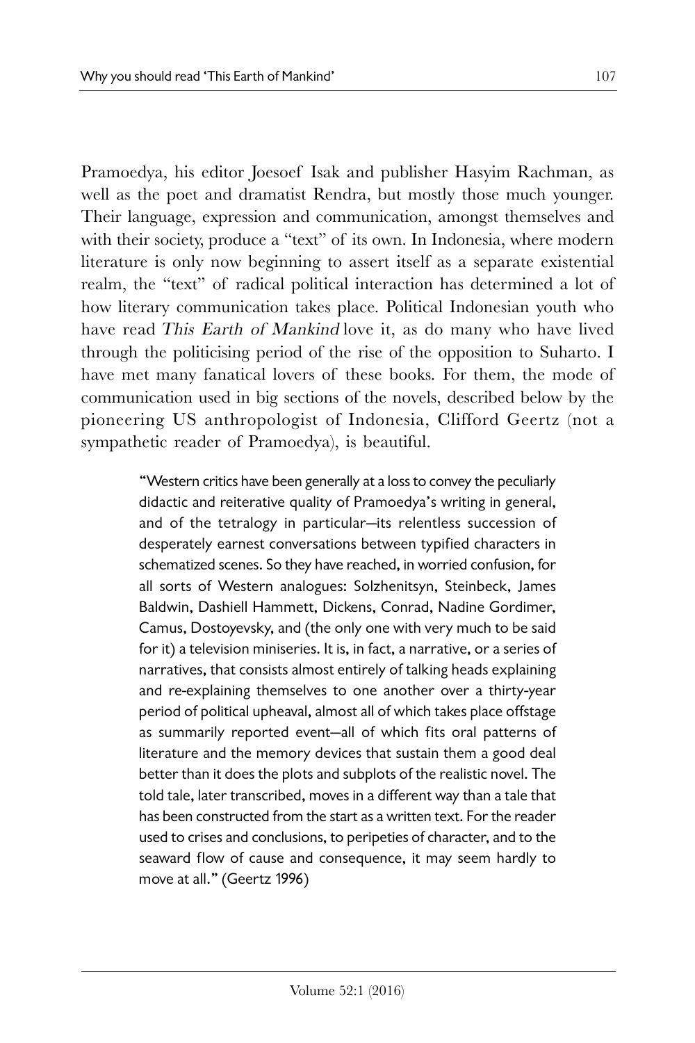Pramoedya, his editor Joesoef Isak and publisher Hasyim Rachman, as well as the poet and dramatist Rendra, but mostly those much younger. Their language, expression and communication, amongst themselves and with their society, produce a "text" of its own. In Indonesia, where modern literature is only now beginning to assert itself as a separate existential realm, the "text" of radical political interaction has determined a lot of how literary communication takes place. Political Indonesian youth who have read *This Earth of Mankind* love it, as do many who have lived through the politicising period of the rise of the opposition to Suharto. I have met many fanatical lovers of these books. For them, the mode of communication used in big sections of the novels, described below by the pioneering US anthropologist of Indonesia, Clifford Geertz (not a sympathetic reader of Pramoedya), is beautiful.

> "Western critics have been generally at a loss to convey the peculiarly didactic and reiterative quality of Pramoedya's writing in general, and of the tetralogy in particular—its relentless succession of desperately earnest conversations between typified characters in schematized scenes. So they have reached, in worried confusion, for all sorts of Western analogues: Solzhenitsyn, Steinbeck, James Baldwin, Dashiell Hammett, Dickens, Conrad, Nadine Gordimer, Camus, Dostoyevsky, and (the only one with very much to be said for it) a television miniseries. It is, in fact, a narrative, or a series of narratives, that consists almost entirely of talking heads explaining and re-explaining themselves to one another over a thirty-year period of political upheaval, almost all of which takes place offstage as summarily reported event—all of which fits oral patterns of literature and the memory devices that sustain them a good deal better than it does the plots and subplots of the realistic novel. The told tale, later transcribed, moves in a different way than a tale that has been constructed from the start as a written text. For the reader used to crises and conclusions, to peripeties of character, and to the seaward flow of cause and consequence, it may seem hardly to move at all." (Geertz 1996)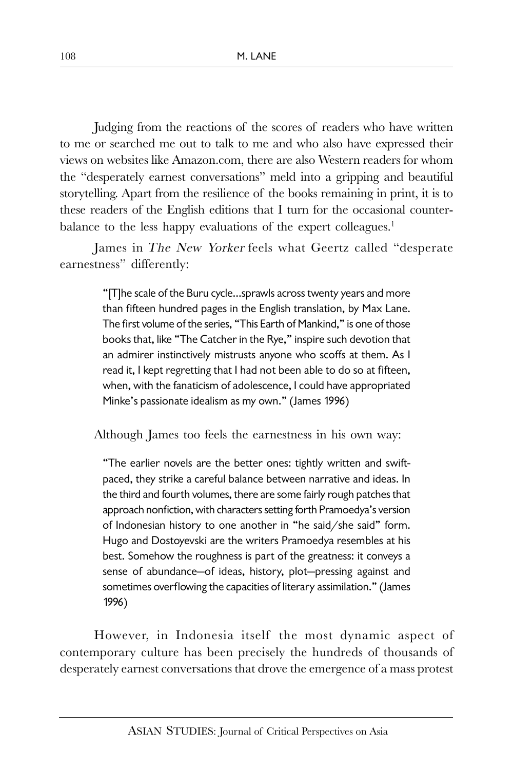Judging from the reactions of the scores of readers who have written to me or searched me out to talk to me and who also have expressed their views on websites like Amazon.com, there are also Western readers for whom the "desperately earnest conversations" meld into a gripping and beautiful storytelling. Apart from the resilience of the books remaining in print, it is to these readers of the English editions that I turn for the occasional counter-balance to the less happy evaluations of the expert colleagues.[1]

James in *The New Yorker* feels what Geertz called "desperate earnestness" differently:

> "[T]he scale of the Buru cycle...sprawls across twenty years and more than fifteen hundred pages in the English translation, by Max Lane. The first volume of the series, "This Earth of Mankind," is one of those books that, like "The Catcher in the Rye," inspire such devotion that an admirer instinctively mistrusts anyone who scoffs at them. As I read it, I kept regretting that I had not been able to do so at fifteen, when, with the fanaticism of adolescence, I could have appropriated Minke's passionate idealism as my own." (James 1996)

Although James too feels the earnestness in his own way:

> "The earlier novels are the better ones: tightly written and swift-paced, they strike a careful balance between narrative and ideas. In the third and fourth volumes, there are some fairly rough patches that approach nonfiction, with characters setting forth Pramoedya's version of Indonesian history to one another in "he said/she said" form. Hugo and Dostoyevski are the writers Pramoedya resembles at his best. Somehow the roughness is part of the greatness: it conveys a sense of abundance—of ideas, history, plot—pressing against and sometimes overflowing the capacities of literary assimilation." (James 1996)

However, in Indonesia itself the most dynamic aspect of contemporary culture has been precisely the hundreds of thousands of desperately earnest conversations that drove the emergence of a mass protest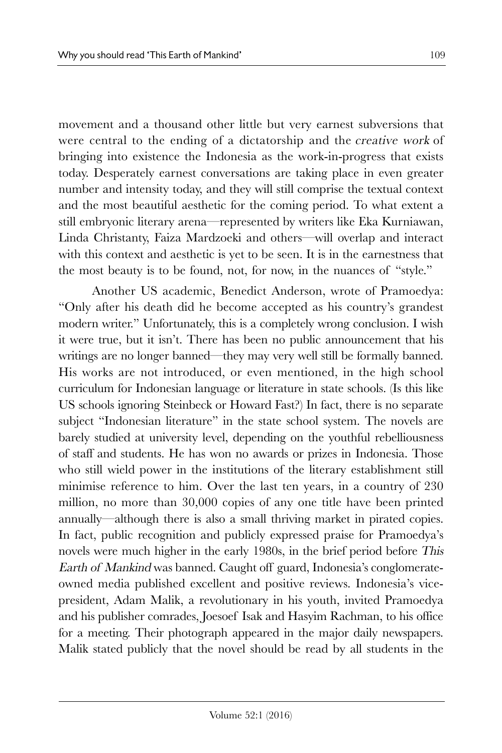movement and a thousand other little but very earnest subversions that were central to the ending of a dictatorship and the *creative work* of bringing into existence the Indonesia as the work-in-progress that exists today. Desperately earnest conversations are taking place in even greater number and intensity today, and they will still comprise the textual context and the most beautiful aesthetic for the coming period. To what extent a still embryonic literary arena—represented by writers like Eka Kurniawan, Linda Christanty, Faiza Mardzoeki and others—will overlap and interact with this context and aesthetic is yet to be seen. It is in the earnestness that the most beauty is to be found, not, for now, in the nuances of "style."

Another US academic, Benedict Anderson, wrote of Pramoedya: "Only after his death did he become accepted as his country's grandest modern writer." Unfortunately, this is a completely wrong conclusion. I wish it were true, but it isn't. There has been no public announcement that his writings are no longer banned—they may very well still be formally banned. His works are not introduced, or even mentioned, in the high school curriculum for Indonesian language or literature in state schools. (Is this like US schools ignoring Steinbeck or Howard Fast?) In fact, there is no separate subject "Indonesian literature" in the state school system. The novels are barely studied at university level, depending on the youthful rebelliousness of staff and students. He has won no awards or prizes in Indonesia. Those who still wield power in the institutions of the literary establishment still minimise reference to him. Over the last ten years, in a country of 230 million, no more than 30,000 copies of any one title have been printed annually—although there is also a small thriving market in pirated copies. In fact, public recognition and publicly expressed praise for Pramoedya's novels were much higher in the early 1980s, in the brief period before *This Earth of Mankind* was banned. Caught off guard, Indonesia's conglomerate-owned media published excellent and positive reviews. Indonesia's vice-president, Adam Malik, a revolutionary in his youth, invited Pramoedya and his publisher comrades, Joesoef Isak and Hasyim Rachman, to his office for a meeting. Their photograph appeared in the major daily newspapers. Malik stated publicly that the novel should be read by all students in the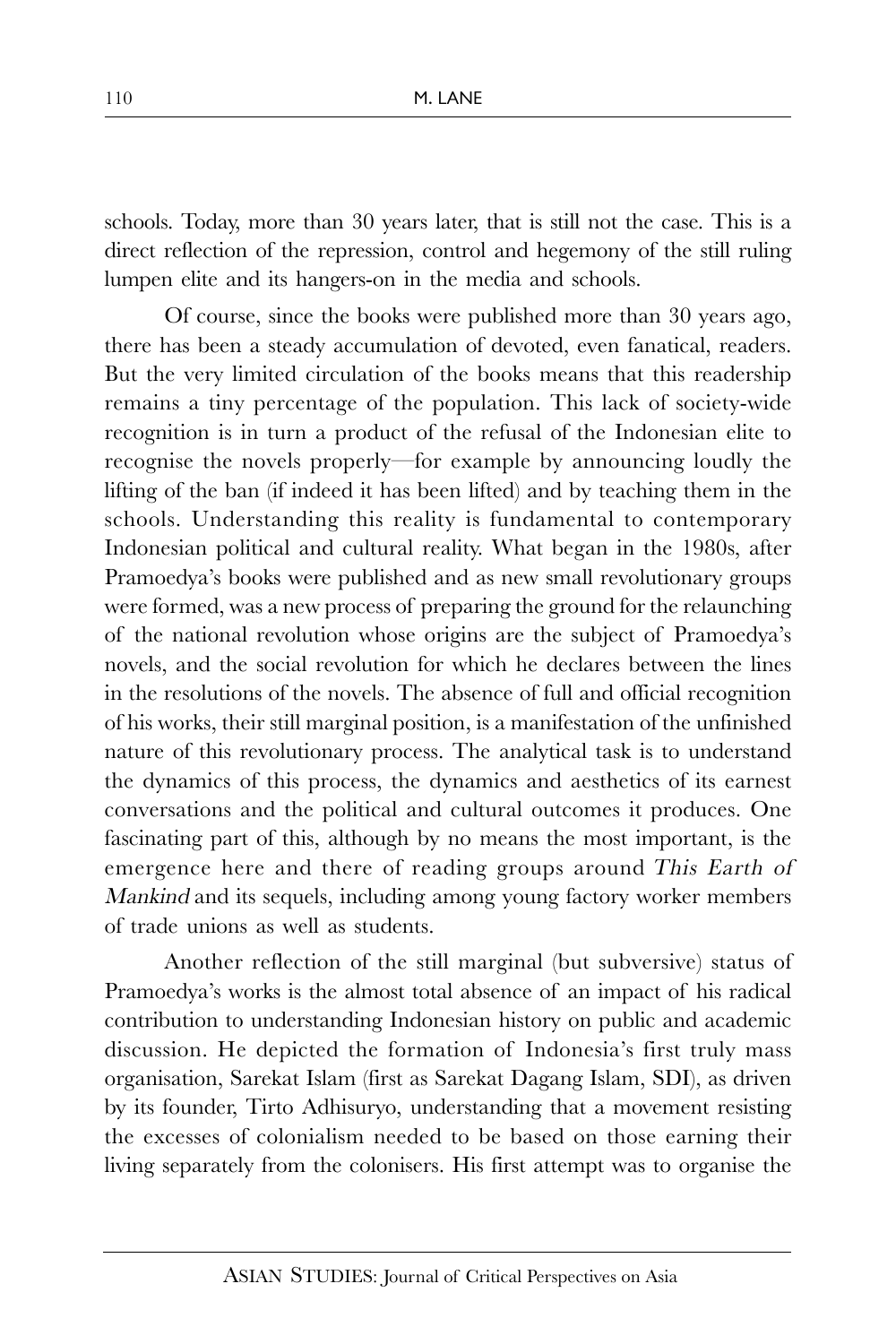schools. Today, more than 30 years later, that is still not the case. This is a direct reflection of the repression, control and hegemony of the still ruling lumpen elite and its hangers-on in the media and schools.

Of course, since the books were published more than 30 years ago, there has been a steady accumulation of devoted, even fanatical, readers. But the very limited circulation of the books means that this readership remains a tiny percentage of the population. This lack of society-wide recognition is in turn a product of the refusal of the Indonesian elite to recognise the novels properly—for example by announcing loudly the lifting of the ban (if indeed it has been lifted) and by teaching them in the schools. Understanding this reality is fundamental to contemporary Indonesian political and cultural reality. What began in the 1980s, after Pramoedya's books were published and as new small revolutionary groups were formed, was a new process of preparing the ground for the relaunching of the national revolution whose origins are the subject of Pramoedya's novels, and the social revolution for which he declares between the lines in the resolutions of the novels. The absence of full and official recognition of his works, their still marginal position, is a manifestation of the unfinished nature of this revolutionary process. The analytical task is to understand the dynamics of this process, the dynamics and aesthetics of its earnest conversations and the political and cultural outcomes it produces. One fascinating part of this, although by no means the most important, is the emergence here and there of reading groups around *This Earth of Mankind* and its sequels, including among young factory worker members of trade unions as well as students.

Another reflection of the still marginal (but subversive) status of Pramoedya's works is the almost total absence of an impact of his radical contribution to understanding Indonesian history on public and academic discussion. He depicted the formation of Indonesia's first truly mass organisation, Sarekat Islam (first as Sarekat Dagang Islam, SDI), as driven by its founder, Tirto Adhisuryo, understanding that a movement resisting the excesses of colonialism needed to be based on those earning their living separately from the colonisers. His first attempt was to organise the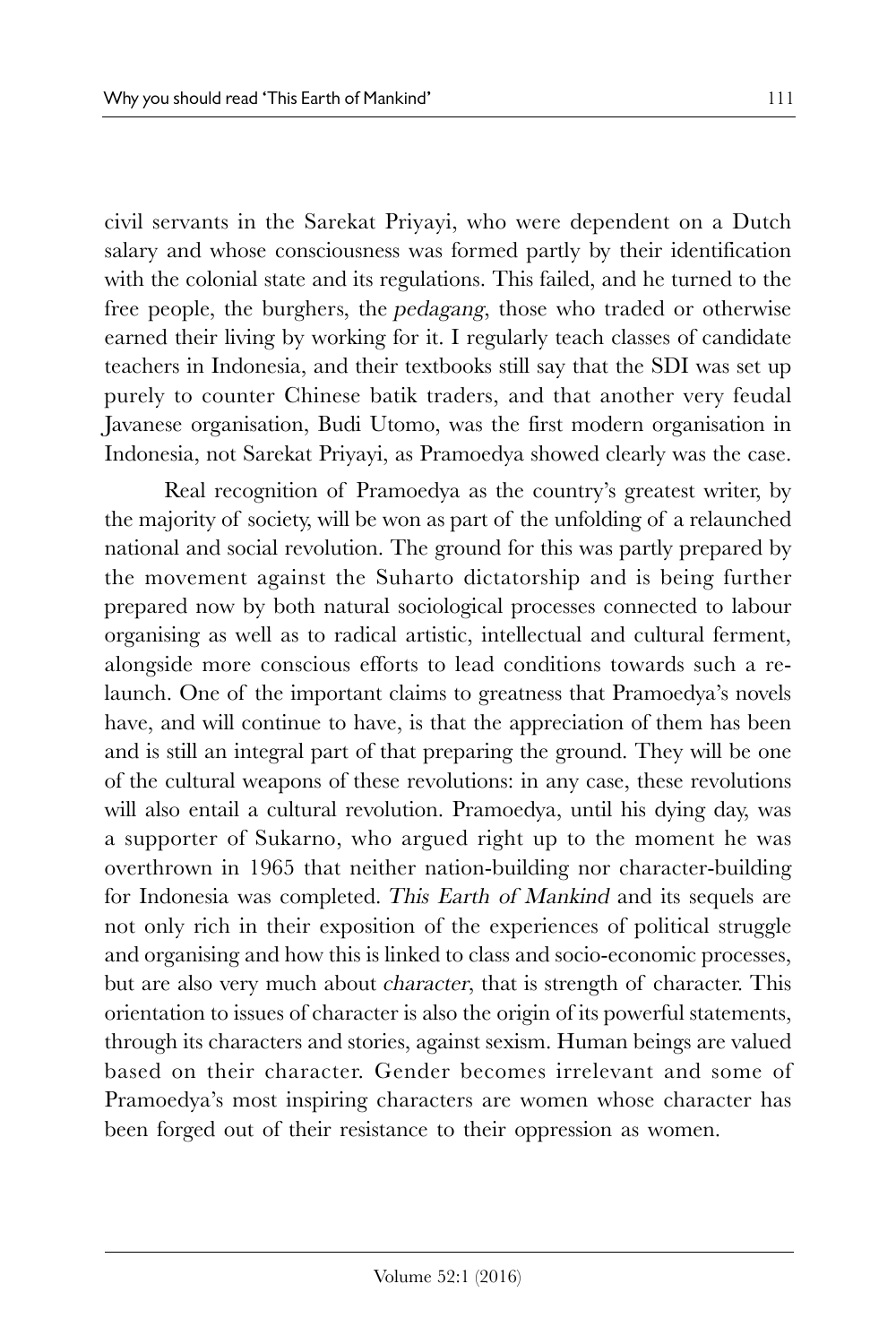civil servants in the Sarekat Priyayi, who were dependent on a Dutch salary and whose consciousness was formed partly by their identification with the colonial state and its regulations. This failed, and he turned to the free people, the burghers, the *pedagang*, those who traded or otherwise earned their living by working for it. I regularly teach classes of candidate teachers in Indonesia, and their textbooks still say that the SDI was set up purely to counter Chinese batik traders, and that another very feudal Javanese organisation, Budi Utomo, was the first modern organisation in Indonesia, not Sarekat Priyayi, as Pramoedya showed clearly was the case.

Real recognition of Pramoedya as the country's greatest writer, by the majority of society, will be won as part of the unfolding of a relaunched national and social revolution. The ground for this was partly prepared by the movement against the Suharto dictatorship and is being further prepared now by both natural sociological processes connected to labour organising as well as to radical artistic, intellectual and cultural ferment, alongside more conscious efforts to lead conditions towards such a re-launch. One of the important claims to greatness that Pramoedya's novels have, and will continue to have, is that the appreciation of them has been and is still an integral part of that preparing the ground. They will be one of the cultural weapons of these revolutions: in any case, these revolutions will also entail a cultural revolution. Pramoedya, until his dying day, was a supporter of Sukarno, who argued right up to the moment he was overthrown in 1965 that neither nation-building nor character-building for Indonesia was completed. *This Earth of Mankind* and its sequels are not only rich in their exposition of the experiences of political struggle and organising and how this is linked to class and socio-economic processes, but are also very much about *character*, that is strength of character. This orientation to issues of character is also the origin of its powerful statements, through its characters and stories, against sexism. Human beings are valued based on their character. Gender becomes irrelevant and some of Pramoedya's most inspiring characters are women whose character has been forged out of their resistance to their oppression as women.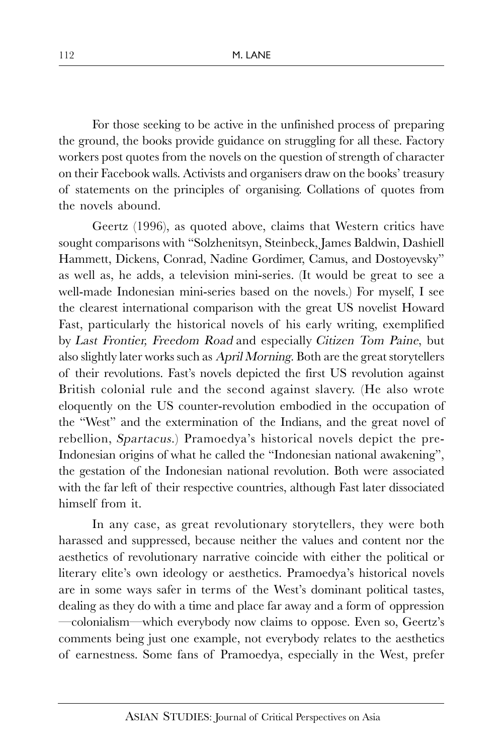For those seeking to be active in the unfinished process of preparing the ground, the books provide guidance on struggling for all these. Factory workers post quotes from the novels on the question of strength of character on their Facebook walls. Activists and organisers draw on the books' treasury of statements on the principles of organising. Collations of quotes from the novels abound.

Geertz (1996), as quoted above, claims that Western critics have sought comparisons with "Solzhenitsyn, Steinbeck, James Baldwin, Dashiell Hammett, Dickens, Conrad, Nadine Gordimer, Camus, and Dostoyevsky" as well as, he adds, a television mini-series. (It would be great to see a well-made Indonesian mini-series based on the novels.) For myself, I see the clearest international comparison with the great US novelist Howard Fast, particularly the historical novels of his early writing, exemplified by *Last Frontier, Freedom Road* and especially *Citizen Tom Paine*, but also slightly later works such as *April Morning*. Both are the great storytellers of their revolutions. Fast's novels depicted the first US revolution against British colonial rule and the second against slavery. (He also wrote eloquently on the US counter-revolution embodied in the occupation of the "West" and the extermination of the Indians, and the great novel of rebellion, *Spartacus*.) Pramoedya's historical novels depict the pre-Indonesian origins of what he called the "Indonesian national awakening", the gestation of the Indonesian national revolution. Both were associated with the far left of their respective countries, although Fast later dissociated himself from it.

In any case, as great revolutionary storytellers, they were both harassed and suppressed, because neither the values and content nor the aesthetics of revolutionary narrative coincide with either the political or literary elite's own ideology or aesthetics. Pramoedya's historical novels are in some ways safer in terms of the West's dominant political tastes, dealing as they do with a time and place far away and a form of oppression —colonialism—which everybody now claims to oppose. Even so, Geertz's comments being just one example, not everybody relates to the aesthetics of earnestness. Some fans of Pramoedya, especially in the West, prefer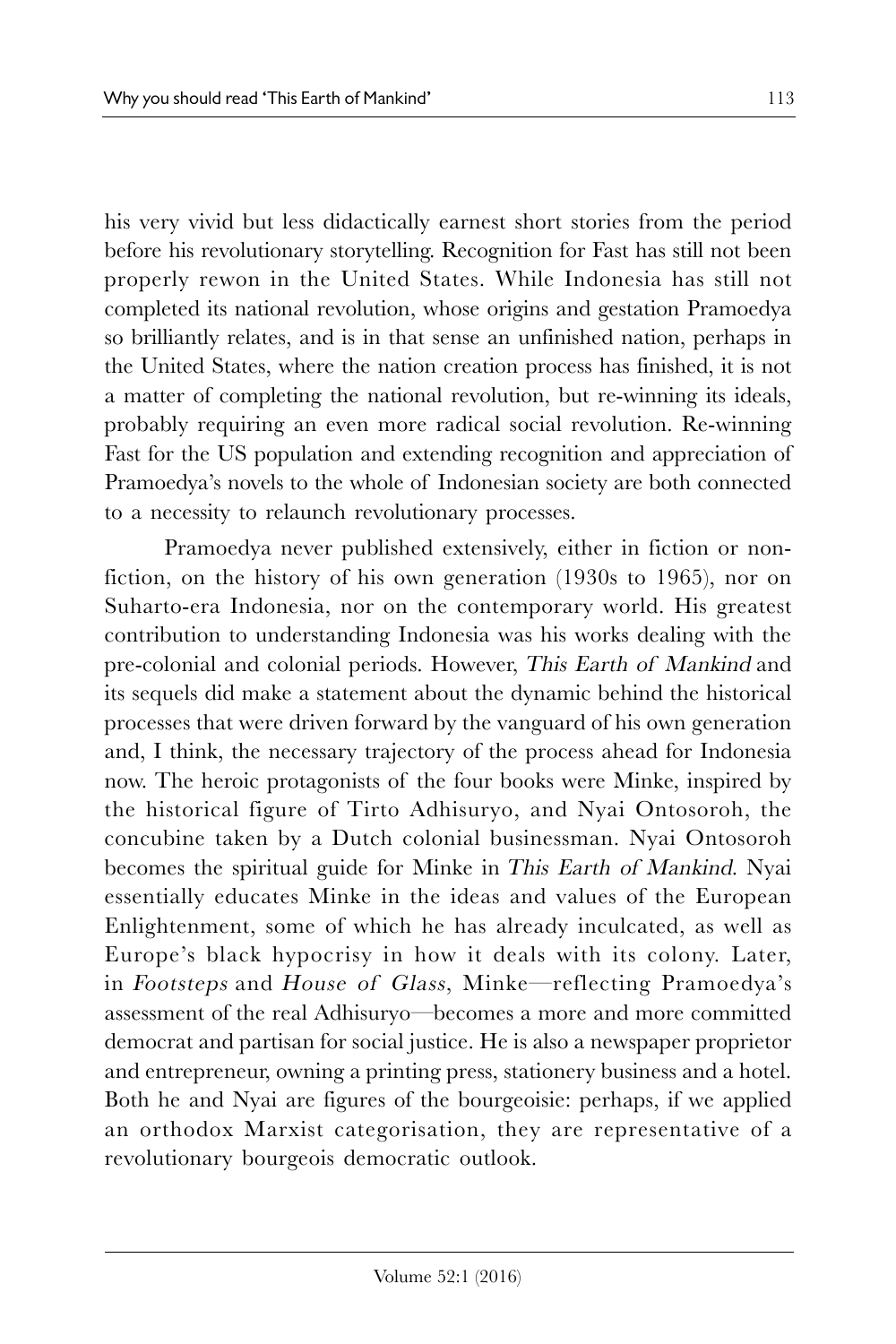his very vivid but less didactically earnest short stories from the period before his revolutionary storytelling. Recognition for Fast has still not been properly rewon in the United States. While Indonesia has still not completed its national revolution, whose origins and gestation Pramoedya so brilliantly relates, and is in that sense an unfinished nation, perhaps in the United States, where the nation creation process has finished, it is not a matter of completing the national revolution, but re-winning its ideals, probably requiring an even more radical social revolution. Re-winning Fast for the US population and extending recognition and appreciation of Pramoedya's novels to the whole of Indonesian society are both connected to a necessity to relaunch revolutionary processes.

Pramoedya never published extensively, either in fiction or non-fiction, on the history of his own generation (1930s to 1965), nor on Suharto-era Indonesia, nor on the contemporary world. His greatest contribution to understanding Indonesia was his works dealing with the pre-colonial and colonial periods. However, *This Earth of Mankind* and its sequels did make a statement about the dynamic behind the historical processes that were driven forward by the vanguard of his own generation and, I think, the necessary trajectory of the process ahead for Indonesia now. The heroic protagonists of the four books were Minke, inspired by the historical figure of Tirto Adhisuryo, and Nyai Ontosoroh, the concubine taken by a Dutch colonial businessman. Nyai Ontosoroh becomes the spiritual guide for Minke in *This Earth of Mankind*. Nyai essentially educates Minke in the ideas and values of the European Enlightenment, some of which he has already inculcated, as well as Europe's black hypocrisy in how it deals with its colony. Later, in *Footsteps* and *House of Glass*, Minke—reflecting Pramoedya's assessment of the real Adhisuryo—becomes a more and more committed democrat and partisan for social justice. He is also a newspaper proprietor and entrepreneur, owning a printing press, stationery business and a hotel. Both he and Nyai are figures of the bourgeoisie: perhaps, if we applied an orthodox Marxist categorisation, they are representative of a revolutionary bourgeois democratic outlook.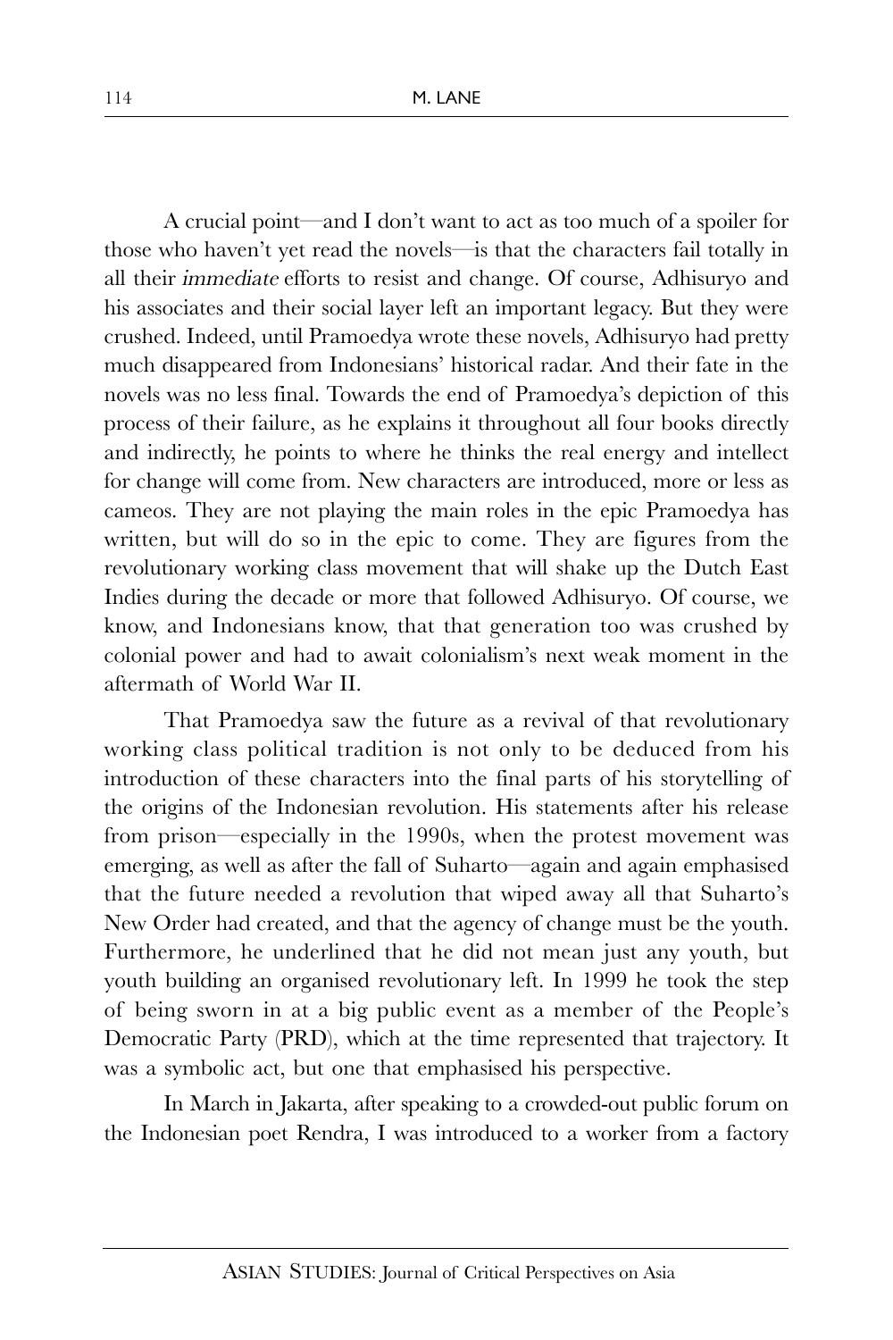A crucial point—and I don't want to act as too much of a spoiler for those who haven't yet read the novels—is that the characters fail totally in all their *immediate* efforts to resist and change. Of course, Adhisuryo and his associates and their social layer left an important legacy. But they were crushed. Indeed, until Pramoedya wrote these novels, Adhisuryo had pretty much disappeared from Indonesians' historical radar. And their fate in the novels was no less final. Towards the end of Pramoedya's depiction of this process of their failure, as he explains it throughout all four books directly and indirectly, he points to where he thinks the real energy and intellect for change will come from. New characters are introduced, more or less as cameos. They are not playing the main roles in the epic Pramoedya has written, but will do so in the epic to come. They are figures from the revolutionary working class movement that will shake up the Dutch East Indies during the decade or more that followed Adhisuryo. Of course, we know, and Indonesians know, that that generation too was crushed by colonial power and had to await colonialism's next weak moment in the aftermath of World War II.

That Pramoedya saw the future as a revival of that revolutionary working class political tradition is not only to be deduced from his introduction of these characters into the final parts of his storytelling of the origins of the Indonesian revolution. His statements after his release from prison—especially in the 1990s, when the protest movement was emerging, as well as after the fall of Suharto—again and again emphasised that the future needed a revolution that wiped away all that Suharto's New Order had created, and that the agency of change must be the youth. Furthermore, he underlined that he did not mean just any youth, but youth building an organised revolutionary left. In 1999 he took the step of being sworn in at a big public event as a member of the People's Democratic Party (PRD), which at the time represented that trajectory. It was a symbolic act, but one that emphasised his perspective.

In March in Jakarta, after speaking to a crowded-out public forum on the Indonesian poet Rendra, I was introduced to a worker from a factory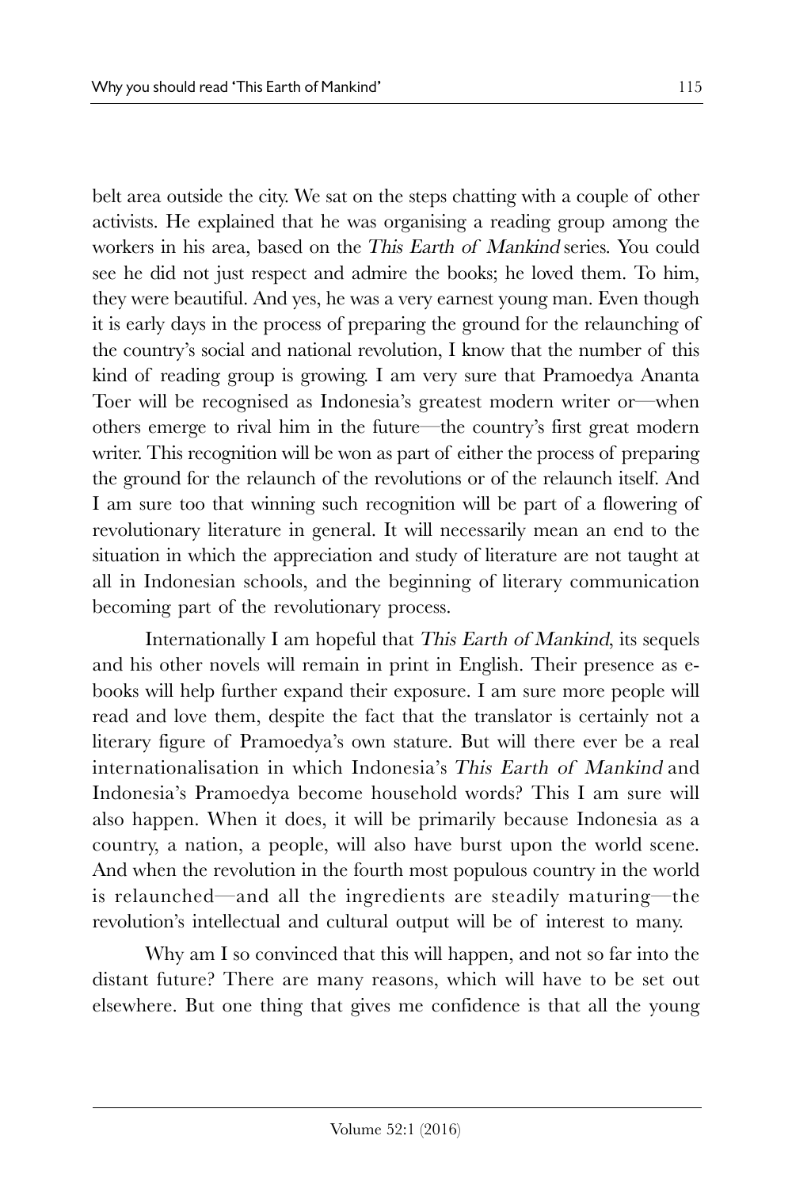belt area outside the city. We sat on the steps chatting with a couple of other activists. He explained that he was organising a reading group among the workers in his area, based on the *This Earth of Mankind* series. You could see he did not just respect and admire the books; he loved them. To him, they were beautiful. And yes, he was a very earnest young man. Even though it is early days in the process of preparing the ground for the relaunching of the country's social and national revolution, I know that the number of this kind of reading group is growing. I am very sure that Pramoedya Ananta Toer will be recognised as Indonesia's greatest modern writer or—when others emerge to rival him in the future—the country's first great modern writer. This recognition will be won as part of either the process of preparing the ground for the relaunch of the revolutions or of the relaunch itself. And I am sure too that winning such recognition will be part of a flowering of revolutionary literature in general. It will necessarily mean an end to the situation in which the appreciation and study of literature are not taught at all in Indonesian schools, and the beginning of literary communication becoming part of the revolutionary process.

Internationally I am hopeful that *This Earth of Mankind*, its sequels and his other novels will remain in print in English. Their presence as e-books will help further expand their exposure. I am sure more people will read and love them, despite the fact that the translator is certainly not a literary figure of Pramoedya's own stature. But will there ever be a real internationalisation in which Indonesia's *This Earth of Mankind* and Indonesia's Pramoedya become household words? This I am sure will also happen. When it does, it will be primarily because Indonesia as a country, a nation, a people, will also have burst upon the world scene. And when the revolution in the fourth most populous country in the world is relaunched—and all the ingredients are steadily maturing—the revolution's intellectual and cultural output will be of interest to many.

Why am I so convinced that this will happen, and not so far into the distant future? There are many reasons, which will have to be set out elsewhere. But one thing that gives me confidence is that all the young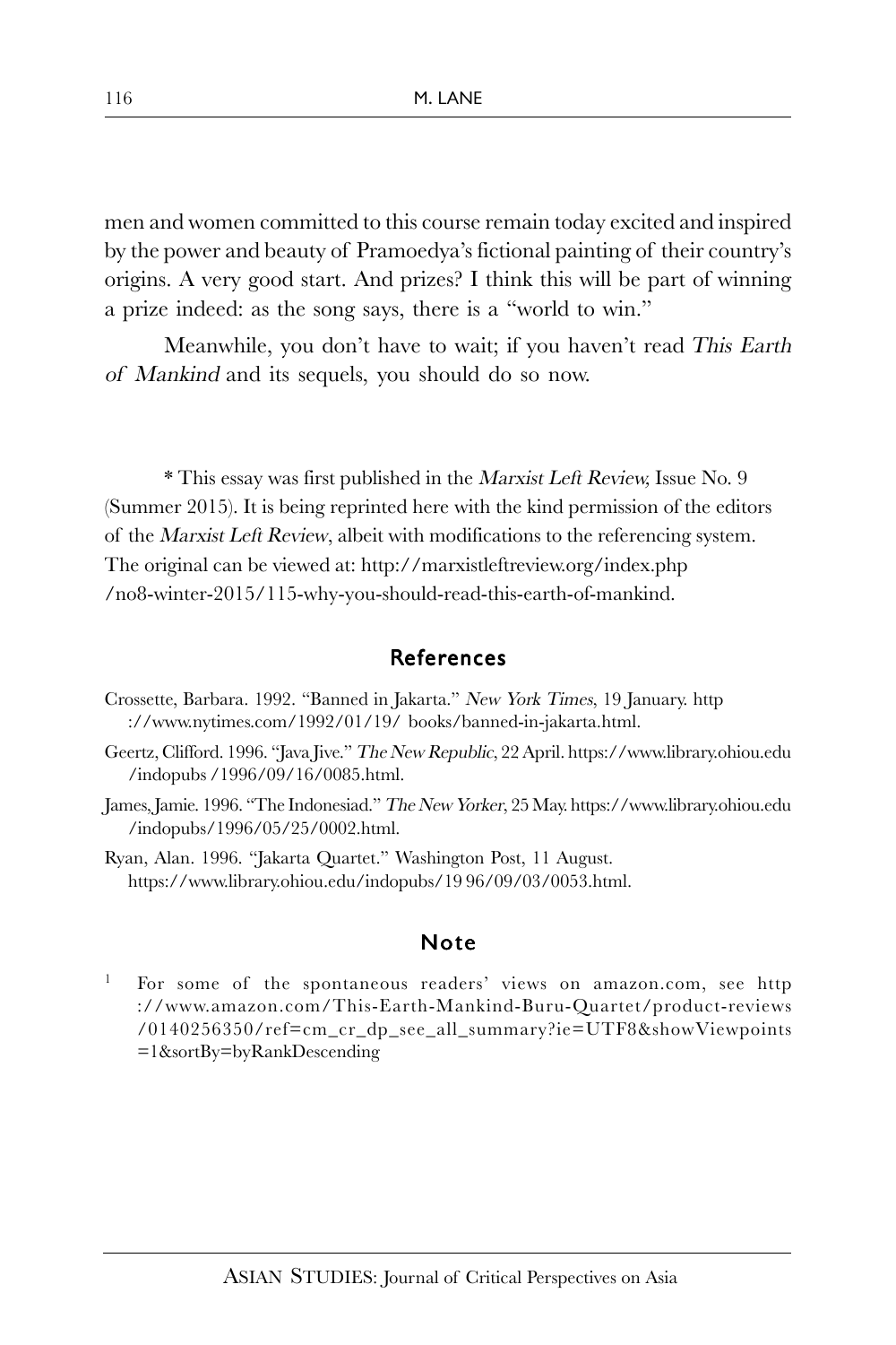men and women committed to this course remain today excited and inspired by the power and beauty of Pramoedya's fictional painting of their country's origins. A very good start. And prizes? I think this will be part of winning a prize indeed: as the song says, there is a "world to win."

Meanwhile, you don't have to wait; if you haven't read *This Earth of Mankind* and its sequels, you should do so now.

* This essay was first published in the *Marxist Left Review*, Issue No. 9 (Summer 2015). It is being reprinted here with the kind permission of the editors of the *Marxist Left Review*, albeit with modifications to the referencing system. The original can be viewed at: http://marxistleftreview.org/index.php /no8-winter-2015/115-why-you-should-read-this-earth-of-mankind.

## References

Crossette, Barbara. 1992. "Banned in Jakarta." *New York Times*, 19 January. http ://www.nytimes.com/1992/01/19/ books/banned-in-jakarta.html.

Geertz, Clifford. 1996. "Java Jive." *The New Republic*, 22 April. https://www.library.ohiou.edu /indopubs /1996/09/16/0085.html.

James, Jamie. 1996. "The Indonesiad." *The New Yorker*, 25 May. https://www.library.ohiou.edu /indopubs/1996/05/25/0002.html.

Ryan, Alan. 1996. "Jakarta Quartet." Washington Post, 11 August. https://www.library.ohiou.edu/indopubs/19 96/09/03/0053.html.

## Note

[1] For some of the spontaneous readers' views on amazon.com, see http ://www.amazon.com/This-Earth-Mankind-Buru-Quartet/product-reviews /0140256350/ref=cm_cr_dp_see_all_summary?ie=UTF8&showViewpoints =1&sortBy=byRankDescending